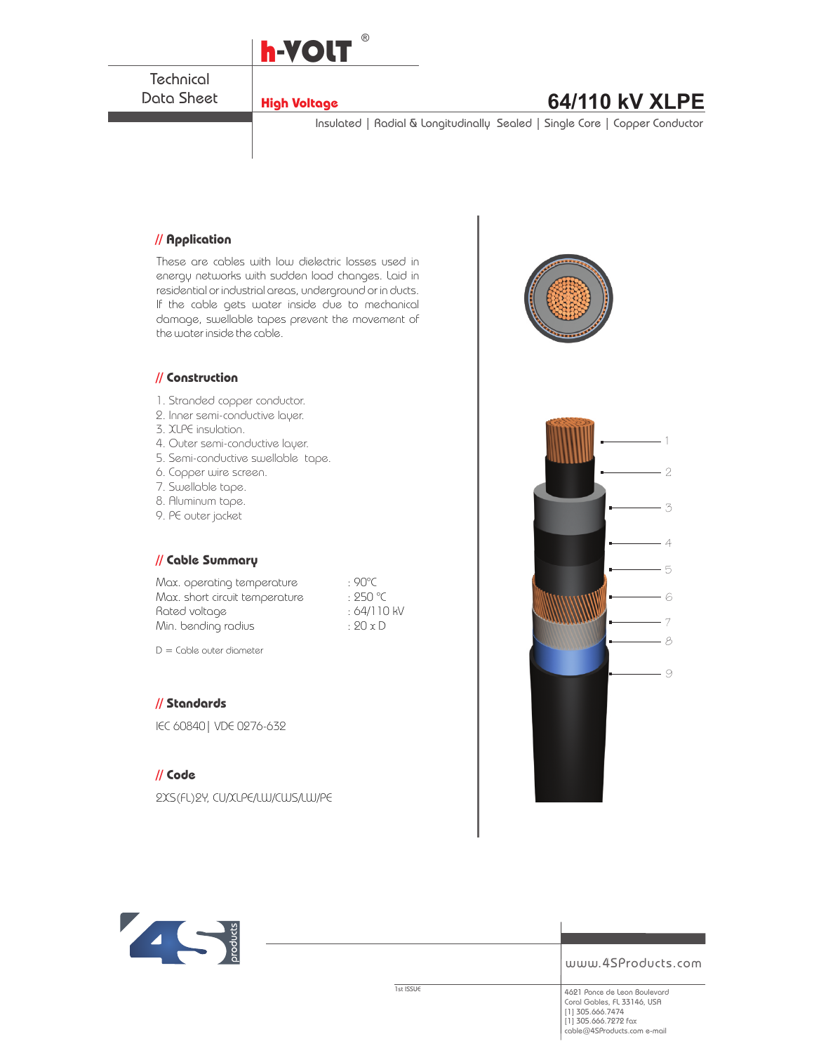h-VOLT®

Technical Data Sheet

**High Voltage**

# 64/110 kV XLPE

Insulated | Radial & Longitudinally Sealed | Single Core | Copper Conductor

## // Application

These are cables with low dielectric losses used in energy networks with sudden load changes. Laid in residential or industrial areas, underground or in ducts. If the cable gets water inside due to mechanical damage, swellable tapes prevent the movement of the water inside the cable.

## // Construction

1. Stranded copper conductor.
2. Inner semi-conductive layer.
3. XLPE insulation.
4. Outer semi-conductive layer.
5. Semi-conductive swellable tape.
6. Copper wire screen.
7. Swellable tape.
8. Aluminum tape.
9. PE outer jacket

## // Cable Summary

| | |
|---|---|
| Max. operating temperature | : 90°C |
| Max. short circuit temperature | : 250 °C |
| Rated voltage | : 64/110 kV |
| Min. bending radius | : 20 x D |

D = Cable outer diameter

## // Standards

IEC 60840 | VDE 0276-632

## // Code

2XS(FL)2Y, CU/XLPE/LW/CWS/LW/PE

www.4SProducts.com

1st ISSUE

4621 Ponce de Leon Boulevard
Coral Gables, FL 33146, USA
[1] 305.666.7474
[1] 305.666.7272 fax
cable@4SProducts.com e-mail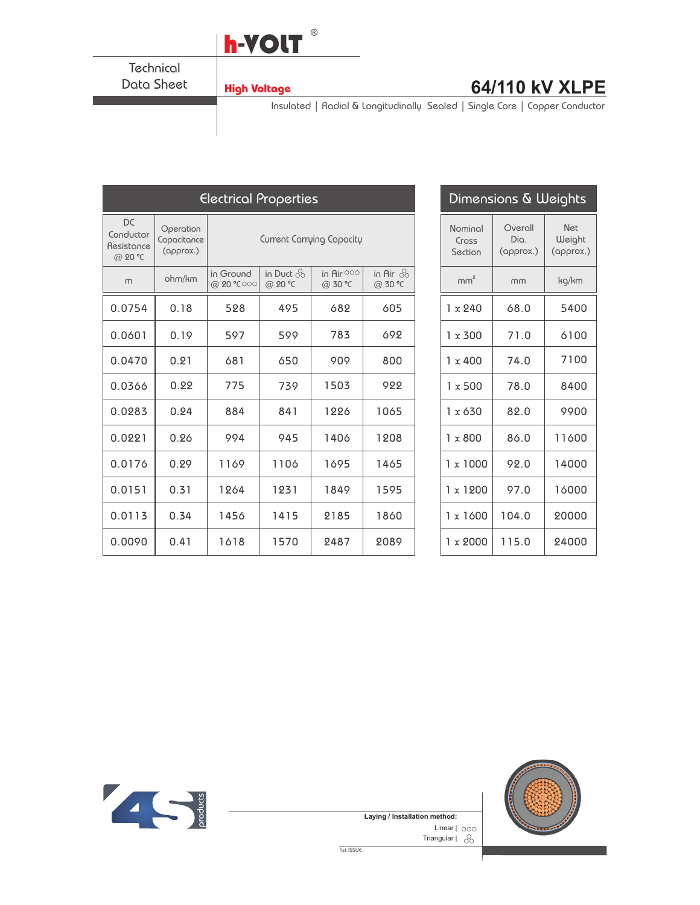Technical Data Sheet

**High Voltage**

# 64/110 kV XLPE

Insulated | Radial & Longitudinally Sealed | Single Core | Copper Conductor

## Electrical Properties

| DC Conductor Resistance @ 20 °C | Operation Capacitance (approx.) | Current Carrying Capacity | | | |
|---|---|---|---|---|---|
| m | ohm/km | in Ground @ 20 °C ○○○ | in Duct ∴ @ 20 °C | in Air ○○○ @ 30 °C | in Air ∴ @ 30 °C |
| 0.0754 | 0.18 | 528 | 495 | 682 | 605 |
| 0.0601 | 0.19 | 597 | 599 | 783 | 692 |
| 0.0470 | 0.21 | 681 | 650 | 909 | 800 |
| 0.0366 | 0.22 | 775 | 739 | 1503 | 922 |
| 0.0283 | 0.24 | 884 | 841 | 1226 | 1065 |
| 0.0221 | 0.26 | 994 | 945 | 1406 | 1208 |
| 0.0176 | 0.29 | 1169 | 1106 | 1695 | 1465 |
| 0.0151 | 0.31 | 1264 | 1231 | 1849 | 1595 |
| 0.0113 | 0.34 | 1456 | 1415 | 2185 | 1860 |
| 0.0090 | 0.41 | 1618 | 1570 | 2487 | 2089 |

## Dimensions & Weights

| Nominal Cross Section | Overall Dia. (approx.) | Net Weight (approx.) |
|---|---|---|
| $mm^2$ | mm | kg/km |
| 1 x 240 | 68.0 | 5400 |
| 1 x 300 | 71.0 | 6100 |
| 1 x 400 | 74.0 | 7100 |
| 1 x 500 | 78.0 | 8400 |
| 1 x 630 | 82.0 | 9900 |
| 1 x 800 | 86.0 | 11600 |
| 1 x 1000 | 92.0 | 14000 |
| 1 x 1200 | 97.0 | 16000 |
| 1 x 1600 | 104.0 | 20000 |
| 1 x 2000 | 115.0 | 24000 |

**Laying / Installation method:**

Linear | ○○○

Triangular | ∴

1st ISSUE